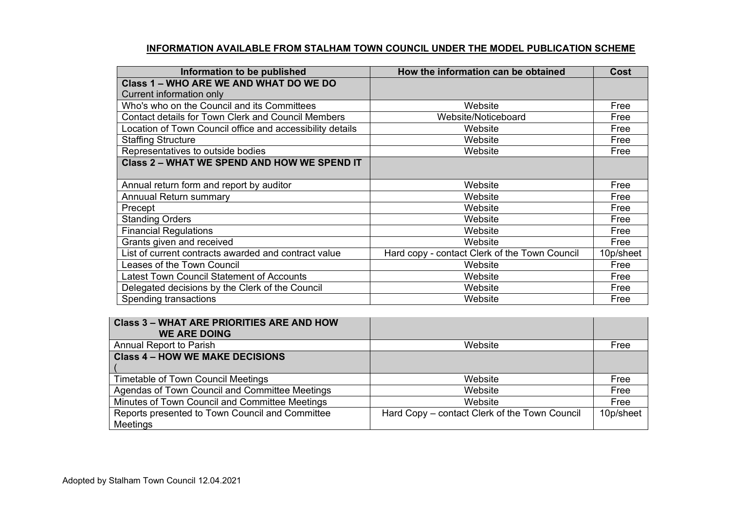# INFORMATION AVAILABLE FROM STALHAM TOWN COUNCIL UNDER THE MODEL PUBLICATION SCHEME

| Information to be published | How the information can be obtained | Cost |
|---|---|---|
| **Class 1 – WHO ARE WE AND WHAT DO WE DO** Current information only | | |
| Who's who on the Council and its Committees | Website | Free |
| Contact details for Town Clerk and Council Members | Website/Noticeboard | Free |
| Location of Town Council office and accessibility details | Website | Free |
| Staffing Structure | Website | Free |
| Representatives to outside bodies | Website | Free |
| **Class 2 – WHAT WE SPEND AND HOW WE SPEND IT** | | |
| Annual return form and report by auditor | Website | Free |
| Annuual Return summary | Website | Free |
| Precept | Website | Free |
| Standing Orders | Website | Free |
| Financial Regulations | Website | Free |
| Grants given and received | Website | Free |
| List of current contracts awarded and contract value | Hard copy - contact Clerk of the Town Council | 10p/sheet |
| Leases of the Town Council | Website | Free |
| Latest Town Council Statement of Accounts | Website | Free |
| Delegated decisions by the Clerk of the Council | Website | Free |
| Spending transactions | Website | Free |
| **Class 3 – WHAT ARE PRIORITIES ARE AND HOW WE ARE DOING** | | |
| Annual Report to Parish | Website | Free |
| **Class 4 – HOW WE MAKE DECISIONS** ( | | |
| Timetable of Town Council Meetings | Website | Free |
| Agendas of Town Council and Committee Meetings | Website | Free |
| Minutes of Town Council and Committee Meetings | Website | Free |
| Reports presented to Town Council and Committee Meetings | Hard Copy – contact Clerk of the Town Council | 10p/sheet |

Adopted by Stalham Town Council 12.04.2021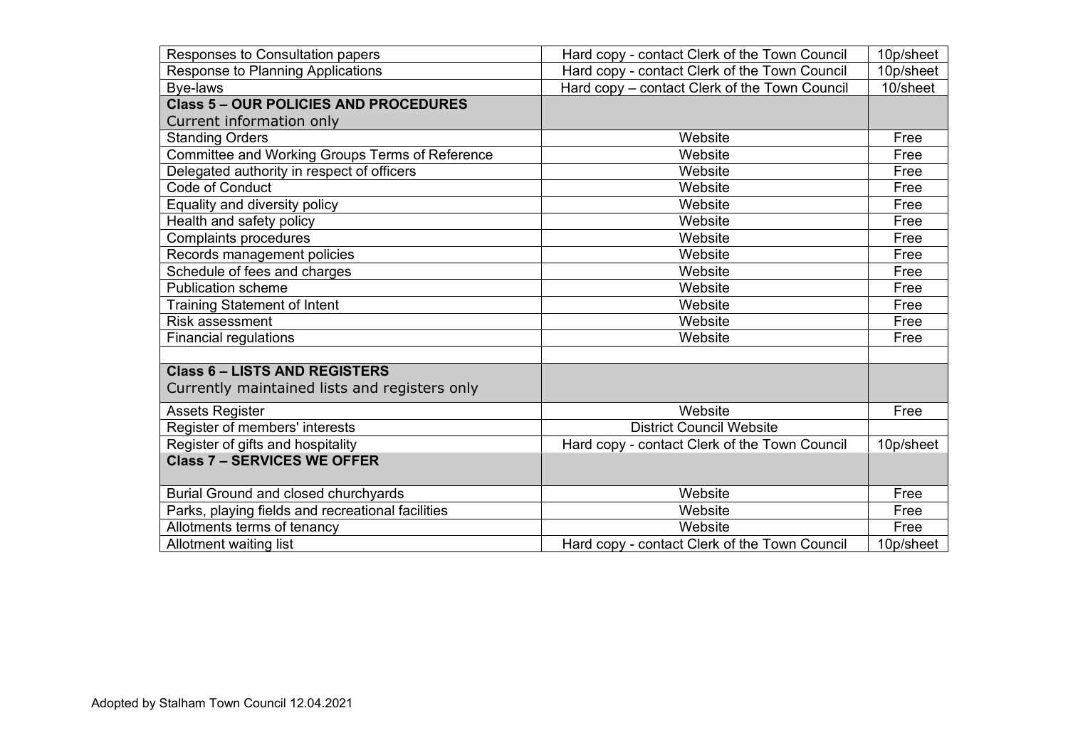| Responses to Consultation papers | Hard copy - contact Clerk of the Town Council | 10p/sheet |
|---|---|---|
| Response to Planning Applications | Hard copy - contact Clerk of the Town Council | 10p/sheet |
| Bye-laws | Hard copy – contact Clerk of the Town Council | 10/sheet |
| **Class 5 – OUR POLICIES AND PROCEDURES**<br>Current information only | | |
| Standing Orders | Website | Free |
| Committee and Working Groups Terms of Reference | Website | Free |
| Delegated authority in respect of officers | Website | Free |
| Code of Conduct | Website | Free |
| Equality and diversity policy | Website | Free |
| Health and safety policy | Website | Free |
| Complaints procedures | Website | Free |
| Records management policies | Website | Free |
| Schedule of fees and charges | Website | Free |
| Publication scheme | Website | Free |
| Training Statement of Intent | Website | Free |
| Risk assessment | Website | Free |
| Financial regulations | Website | Free |
| | | |
| **Class 6 – LISTS AND REGISTERS**<br>Currently maintained lists and registers only | | |
| Assets Register | Website | Free |
| Register of members' interests | District Council Website | |
| Register of gifts and hospitality | Hard copy - contact Clerk of the Town Council | 10p/sheet |
| **Class 7 – SERVICES WE OFFER** | | |
| Burial Ground and closed churchyards | Website | Free |
| Parks, playing fields and recreational facilities | Website | Free |
| Allotments terms of tenancy | Website | Free |
| Allotment waiting list | Hard copy - contact Clerk of the Town Council | 10p/sheet |

Adopted by Stalham Town Council 12.04.2021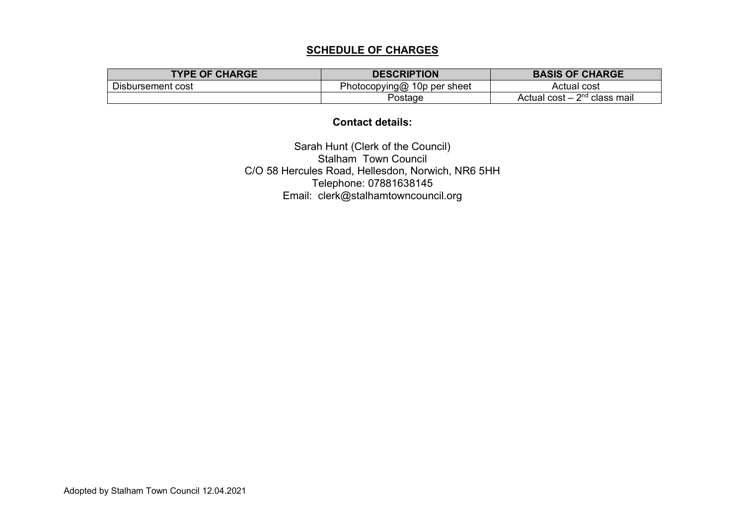## SCHEDULE OF CHARGES

| TYPE OF CHARGE | DESCRIPTION | BASIS OF CHARGE |
|---|---|---|
| Disbursement cost | Photocopying@ 10p per sheet | Actual cost |
| | Postage | Actual cost – 2nd class mail |

**Contact details:**

Sarah Hunt (Clerk of the Council)
Stalham Town Council
C/O 58 Hercules Road, Hellesdon, Norwich, NR6 5HH
Telephone: 07881638145
Email: clerk@stalhamtowncouncil.org

Adopted by Stalham Town Council 12.04.2021